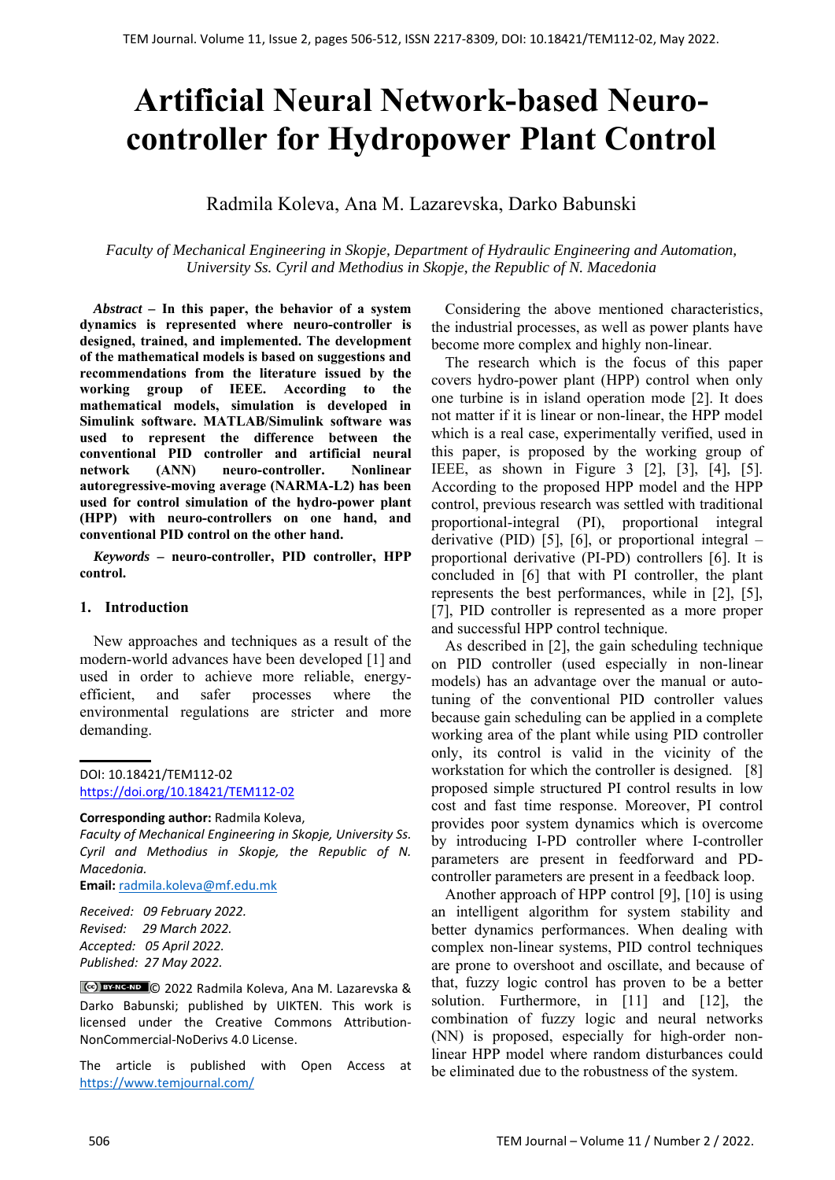# Artificial Neural Network-based Neuro-controller for Hydropower Plant Control

Radmila Koleva, Ana M. Lazarevska, Darko Babunski

*Faculty of Mechanical Engineering in Skopje, Department of Hydraulic Engineering and Automation, University Ss. Cyril and Methodius in Skopje, the Republic of N. Macedonia*

***Abstract*** **– In this paper, the behavior of a system dynamics is represented where neuro-controller is designed, trained, and implemented. The development of the mathematical models is based on suggestions and recommendations from the literature issued by the working group of IEEE. According to the mathematical models, simulation is developed in Simulink software. MATLAB/Simulink software was used to represent the difference between the conventional PID controller and artificial neural network (ANN) neuro-controller. Nonlinear autoregressive-moving average (NARMA-L2) has been used for control simulation of the hydro-power plant (HPP) with neuro-controllers on one hand, and conventional PID control on the other hand.**

***Keywords*** **– neuro-controller, PID controller, HPP control.**

## 1. Introduction

New approaches and techniques as a result of the modern-world advances have been developed [1] and used in order to achieve more reliable, energy-efficient, and safer processes where the environmental regulations are stricter and more demanding.

Considering the above mentioned characteristics, the industrial processes, as well as power plants have become more complex and highly non-linear.

The research which is the focus of this paper covers hydro-power plant (HPP) control when only one turbine is in island operation mode [2]. It does not matter if it is linear or non-linear, the HPP model which is a real case, experimentally verified, used in this paper, is proposed by the working group of IEEE, as shown in Figure 3 [2], [3], [4], [5]. According to the proposed HPP model and the HPP control, previous research was settled with traditional proportional-integral (PI), proportional integral derivative (PID) [5], [6], or proportional integral – proportional derivative (PI-PD) controllers [6]. It is concluded in [6] that with PI controller, the plant represents the best performances, while in [2], [5], [7], PID controller is represented as a more proper and successful HPP control technique.

As described in [2], the gain scheduling technique on PID controller (used especially in non-linear models) has an advantage over the manual or auto-tuning of the conventional PID controller values because gain scheduling can be applied in a complete working area of the plant while using PID controller only, its control is valid in the vicinity of the workstation for which the controller is designed. [8] proposed simple structured PI control results in low cost and fast time response. Moreover, PI control provides poor system dynamics which is overcome by introducing I-PD controller where I-controller parameters are present in feedforward and PD-controller parameters are present in a feedback loop.

Another approach of HPP control [9], [10] is using an intelligent algorithm for system stability and better dynamics performances. When dealing with complex non-linear systems, PID control techniques are prone to overshoot and oscillate, and because of that, fuzzy logic control has proven to be a better solution. Furthermore, in [11] and [12], the combination of fuzzy logic and neural networks (NN) is proposed, especially for high-order non-linear HPP model where random disturbances could be eliminated due to the robustness of the system.

DOI: 10.18421/TEM112-02
https://doi.org/10.18421/TEM112-02

**Corresponding author:** Radmila Koleva,
*Faculty of Mechanical Engineering in Skopje, University Ss. Cyril and Methodius in Skopje, the Republic of N. Macedonia.*
**Email:** radmila.koleva@mf.edu.mk

*Received: 09 February 2022.*
*Revised: 29 March 2022.*
*Accepted: 05 April 2022.*
*Published: 27 May 2022.*

© 2022 Radmila Koleva, Ana M. Lazarevska & Darko Babunski; published by UIKTEN. This work is licensed under the Creative Commons Attribution-NonCommercial-NoDerivs 4.0 License.

The article is published with Open Access at https://www.temjournal.com/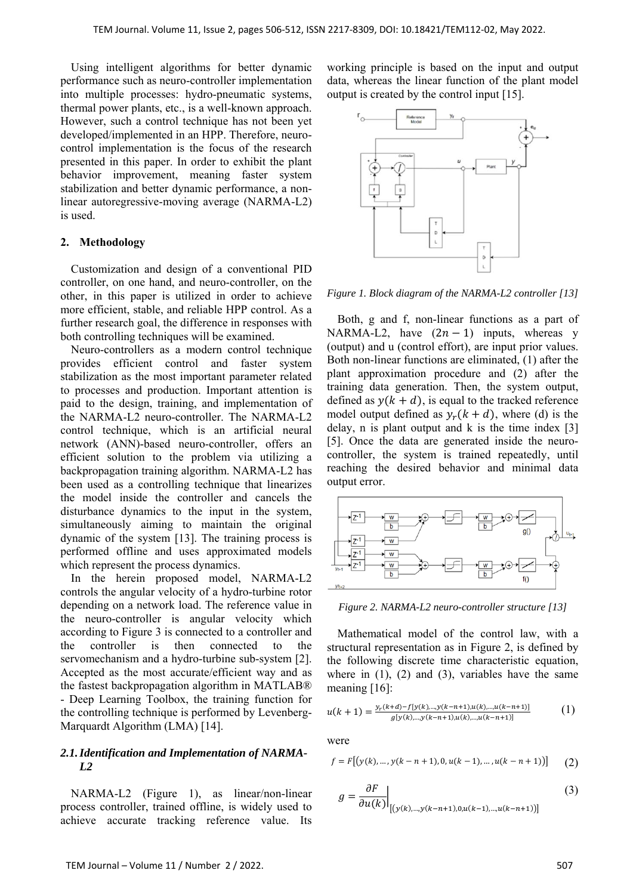Using intelligent algorithms for better dynamic performance such as neuro-controller implementation into multiple processes: hydro-pneumatic systems, thermal power plants, etc., is a well-known approach. However, such a control technique has not been yet developed/implemented in an HPP. Therefore, neuro-control implementation is the focus of the research presented in this paper. In order to exhibit the plant behavior improvement, meaning faster system stabilization and better dynamic performance, a non-linear autoregressive-moving average (NARMA-L2) is used.

## 2. Methodology

Customization and design of a conventional PID controller, on one hand, and neuro-controller, on the other, in this paper is utilized in order to achieve more efficient, stable, and reliable HPP control. As a further research goal, the difference in responses with both controlling techniques will be examined.

Neuro-controllers as a modern control technique provides efficient control and faster system stabilization as the most important parameter related to processes and production. Important attention is paid to the design, training, and implementation of the NARMA-L2 neuro-controller. The NARMA-L2 control technique, which is an artificial neural network (ANN)-based neuro-controller, offers an efficient solution to the problem via utilizing a backpropagation training algorithm. NARMA-L2 has been used as a controlling technique that linearizes the model inside the controller and cancels the disturbance dynamics to the input in the system, simultaneously aiming to maintain the original dynamic of the system [13]. The training process is performed offline and uses approximated models which represent the process dynamics.

In the herein proposed model, NARMA-L2 controls the angular velocity of a hydro-turbine rotor depending on a network load. The reference value in the neuro-controller is angular velocity which according to Figure 3 is connected to a controller and the controller is then connected to the servomechanism and a hydro-turbine sub-system [2]. Accepted as the most accurate/efficient way and as the fastest backpropagation algorithm in MATLAB® - Deep Learning Toolbox, the training function for the controlling technique is performed by Levenberg-Marquardt Algorithm (LMA) [14].

### 2.1. Identification and Implementation of NARMA-L2

NARMA-L2 (Figure 1), as linear/non-linear process controller, trained offline, is widely used to achieve accurate tracking reference value. Its working principle is based on the input and output data, whereas the linear function of the plant model output is created by the control input [15].

*Figure 1. Block diagram of the NARMA-L2 controller [13]*

Both, g and f, non-linear functions as a part of NARMA-L2, have $(2n-1)$ inputs, whereas y (output) and u (control effort), are input prior values. Both non-linear functions are eliminated, (1) after the plant approximation procedure and (2) after the training data generation. Then, the system output, defined as $y(k+d)$, is equal to the tracked reference model output defined as $y_r(k+d)$, where (d) is the delay, n is plant output and k is the time index [3] [5]. Once the data are generated inside the neuro-controller, the system is trained repeatedly, until reaching the desired behavior and minimal data output error.

*Figure 2. NARMA-L2 neuro-controller structure [13]*

Mathematical model of the control law, with a structural representation as in Figure 2, is defined by the following discrete time characteristic equation, where in (1), (2) and (3), variables have the same meaning [16]:

$$u(k+1) = \frac{y_r(k+d) - f[y(k),\dots,y(k-n+1),u(k),\dots,u(k-n+1)]}{g[y(k),\dots,y(k-n+1),u(k),\dots,u(k-n+1)]} \quad (1)$$

were

$$f = F[(y(k),\dots,y(k-n+1),0,u(k-1),\dots,u(k-n+1))] \quad (2)$$

$$g = \left.\frac{\partial F}{\partial u(k)}\right|_{[(y(k),\dots,y(k-n+1),0,u(k-1),\dots,u(k-n+1))]} \quad (3)$$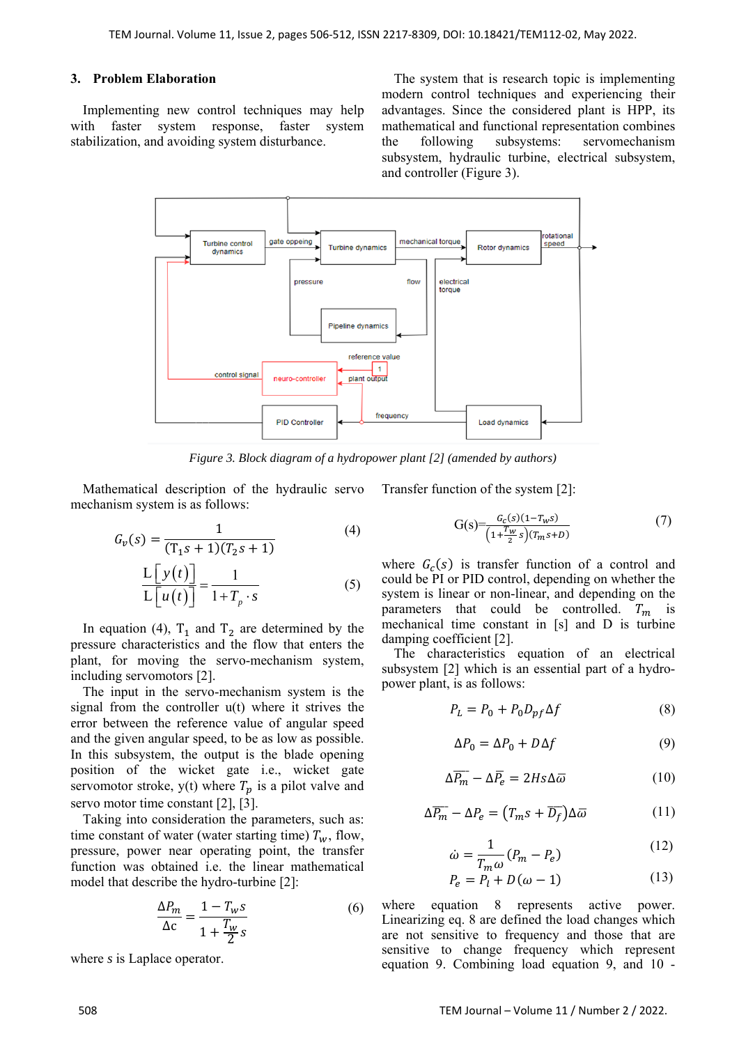## 3. Problem Elaboration

Implementing new control techniques may help with faster system response, faster system stabilization, and avoiding system disturbance.

The system that is research topic is implementing modern control techniques and experiencing their advantages. Since the considered plant is HPP, its mathematical and functional representation combines the following subsystems: servomechanism subsystem, hydraulic turbine, electrical subsystem, and controller (Figure 3).

*Figure 3. Block diagram of a hydropower plant [2] (amended by authors)*

Mathematical description of the hydraulic servo mechanism system is as follows:

$$G_v(s) = \frac{1}{(T_1 s + 1)(T_2 s + 1)} \tag{4}$$

$$\frac{L\left[y(t)\right]}{L\left[u(t)\right]} = \frac{1}{1 + T_p \cdot s} \tag{5}$$

In equation (4), $T_1$ and $T_2$ are determined by the pressure characteristics and the flow that enters the plant, for moving the servo-mechanism system, including servomotors [2].

The input in the servo-mechanism system is the signal from the controller u(t) where it strives the error between the reference value of angular speed and the given angular speed, to be as low as possible. In this subsystem, the output is the blade opening position of the wicket gate i.e., wicket gate servomotor stroke, y(t) where $T_p$ is a pilot valve and servo motor time constant [2], [3].

Taking into consideration the parameters, such as: time constant of water (water starting time) $T_w$, flow, pressure, power near operating point, the transfer function was obtained i.e. the linear mathematical model that describe the hydro-turbine [2]:

$$\frac{\Delta P_m}{\Delta c} = \frac{1 - T_w s}{1 + \frac{T_w}{2} s} \tag{6}$$

where *s* is Laplace operator.

Transfer function of the system [2]:

$$G(s) = \frac{G_c(s)(1 - T_w s)}{\left(1 + \frac{T_w}{2} s\right)(T_m s + D)} \tag{7}$$

where $G_c(s)$ is transfer function of a control and could be PI or PID control, depending on whether the system is linear or non-linear, and depending on the parameters that could be controlled. $T_m$ is mechanical time constant in [s] and D is turbine damping coefficient [2].

The characteristics equation of an electrical subsystem [2] which is an essential part of a hydro-power plant, is as follows:

$$P_L = P_0 + P_0 D_{pf} \Delta f \tag{8}$$

$$\Delta P_0 = \Delta P_0 + D \Delta f \tag{9}$$

$$\Delta \overline{P_m} - \Delta \overline{P_e} = 2Hs\Delta\overline{\omega} \tag{10}$$

$$\Delta \overline{P_m} - \Delta P_e = \left(T_m s + \overline{D_f}\right)\Delta\overline{\omega} \tag{11}$$

$$\dot{\omega} = \frac{1}{T_m \omega}(P_m - P_e) \tag{12}$$

$$P_e = P_l + D(\omega - 1) \tag{13}$$

where equation 8 represents active power. Linearizing eq. 8 are defined the load changes which are not sensitive to frequency and those that are sensitive to change frequency which represent equation 9. Combining load equation 9, and 10 -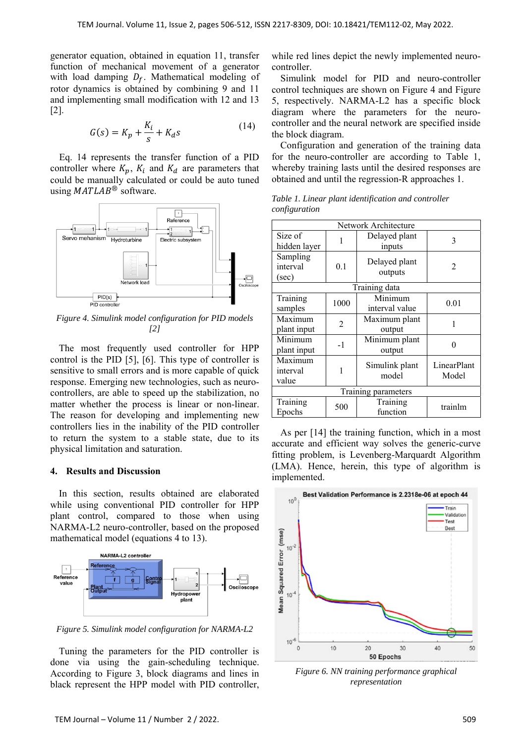generator equation, obtained in equation 11, transfer function of mechanical movement of a generator with load damping $D_f$. Mathematical modeling of rotor dynamics is obtained by combining 9 and 11 and implementing small modification with 12 and 13 [2].

$$G(s) = K_p + \frac{K_i}{s} + K_d s \tag{14}$$

Eq. 14 represents the transfer function of a PID controller where $K_p$, $K_i$ and $K_d$ are parameters that could be manually calculated or could be auto tuned using $MATLAB^{®}$ software.

*Figure 4. Simulink model configuration for PID models [2]*

The most frequently used controller for HPP control is the PID [5], [6]. This type of controller is sensitive to small errors and is more capable of quick response. Emerging new technologies, such as neuro-controllers, are able to speed up the stabilization, no matter whether the process is linear or non-linear. The reason for developing and implementing new controllers lies in the inability of the PID controller to return the system to a stable state, due to its physical limitation and saturation.

## 4. Results and Discussion

In this section, results obtained are elaborated while using conventional PID controller for HPP plant control, compared to those when using NARMA-L2 neuro-controller, based on the proposed mathematical model (equations 4 to 13).

*Figure 5. Simulink model configuration for NARMA-L2*

Tuning the parameters for the PID controller is done via using the gain-scheduling technique. According to Figure 3, block diagrams and lines in black represent the HPP model with PID controller, while red lines depict the newly implemented neuro-controller.

Simulink model for PID and neuro-controller control techniques are shown on Figure 4 and Figure 5, respectively. NARMA-L2 has a specific block diagram where the parameters for the neuro-controller and the neural network are specified inside the block diagram.

Configuration and generation of the training data for the neuro-controller are according to Table 1, whereby training lasts until the desired responses are obtained and until the regression-R approaches 1.

*Table 1. Linear plant identification and controller configuration*

| Network Architecture | | | |
|---|---|---|---|
| Size of hidden layer | 1 | Delayed plant inputs | 3 |
| Sampling interval (sec) | 0.1 | Delayed plant outputs | 2 |
| **Training data** | | | |
| Training samples | 1000 | Minimum interval value | 0.01 |
| Maximum plant input | 2 | Maximum plant output | 1 |
| Minimum plant input | -1 | Minimum plant output | 0 |
| Maximum interval value | 1 | Simulink plant model | LinearPlant Model |
| **Training parameters** | | | |
| Training Epochs | 500 | Training function | trainlm |

As per [14] the training function, which in a most accurate and efficient way solves the generic-curve fitting problem, is Levenberg-Marquardt Algorithm (LMA). Hence, herein, this type of algorithm is implemented.

*Figure 6. NN training performance graphical representation*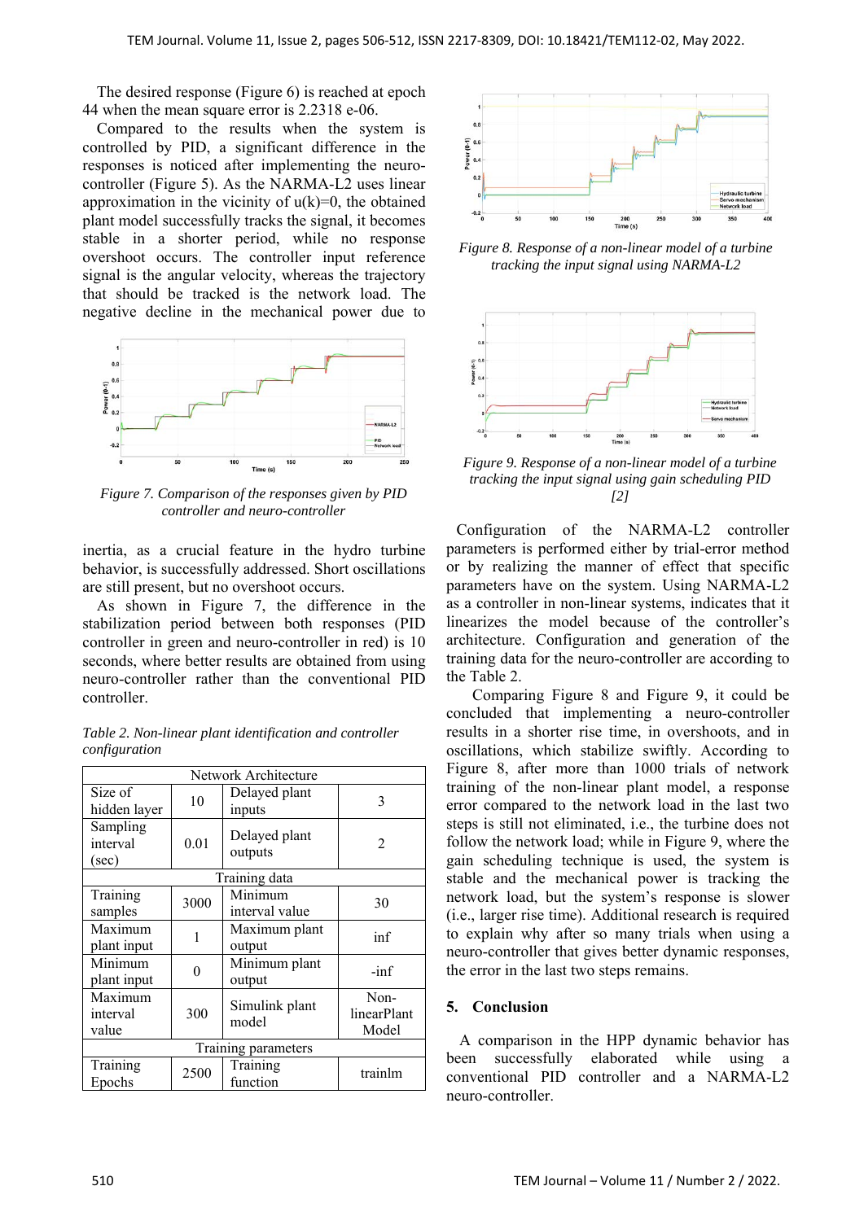The desired response (Figure 6) is reached at epoch 44 when the mean square error is 2.2318 e-06.

Compared to the results when the system is controlled by PID, a significant difference in the responses is noticed after implementing the neuro-controller (Figure 5). As the NARMA-L2 uses linear approximation in the vicinity of $u(k)=0$, the obtained plant model successfully tracks the signal, it becomes stable in a shorter period, while no response overshoot occurs. The controller input reference signal is the angular velocity, whereas the trajectory that should be tracked is the network load. The negative decline in the mechanical power due to inertia, as a crucial feature in the hydro turbine behavior, is successfully addressed. Short oscillations are still present, but no overshoot occurs.

*Figure 7. Comparison of the responses given by PID controller and neuro-controller*

As shown in Figure 7, the difference in the stabilization period between both responses (PID controller in green and neuro-controller in red) is 10 seconds, where better results are obtained from using neuro-controller rather than the conventional PID controller.

*Table 2. Non-linear plant identification and controller configuration*

| Network Architecture | | | |
|---|---|---|---|
| Size of hidden layer | 10 | Delayed plant inputs | 3 |
| Sampling interval (sec) | 0.01 | Delayed plant outputs | 2 |
| **Training data** | | | |
| Training samples | 3000 | Minimum interval value | 30 |
| Maximum plant input | 1 | Maximum plant output | inf |
| Minimum plant input | 0 | Minimum plant output | -inf |
| Maximum interval value | 300 | Simulink plant model | Non-linearPlant Model |
| **Training parameters** | | | |
| Training Epochs | 2500 | Training function | trainlm |

*Figure 8. Response of a non-linear model of a turbine tracking the input signal using NARMA-L2*

*Figure 9. Response of a non-linear model of a turbine tracking the input signal using gain scheduling PID [2]*

Configuration of the NARMA-L2 controller parameters is performed either by trial-error method or by realizing the manner of effect that specific parameters have on the system. Using NARMA-L2 as a controller in non-linear systems, indicates that it linearizes the model because of the controller's architecture. Configuration and generation of the training data for the neuro-controller are according to the Table 2.

Comparing Figure 8 and Figure 9, it could be concluded that implementing a neuro-controller results in a shorter rise time, in overshoots, and in oscillations, which stabilize swiftly. According to Figure 8, after more than 1000 trials of network training of the non-linear plant model, a response error compared to the network load in the last two steps is still not eliminated, i.e., the turbine does not follow the network load; while in Figure 9, where the gain scheduling technique is used, the system is stable and the mechanical power is tracking the network load, but the system's response is slower (i.e., larger rise time). Additional research is required to explain why after so many trials when using a neuro-controller that gives better dynamic responses, the error in the last two steps remains.

## 5. Conclusion

A comparison in the HPP dynamic behavior has been successfully elaborated while using a conventional PID controller and a NARMA-L2 neuro-controller.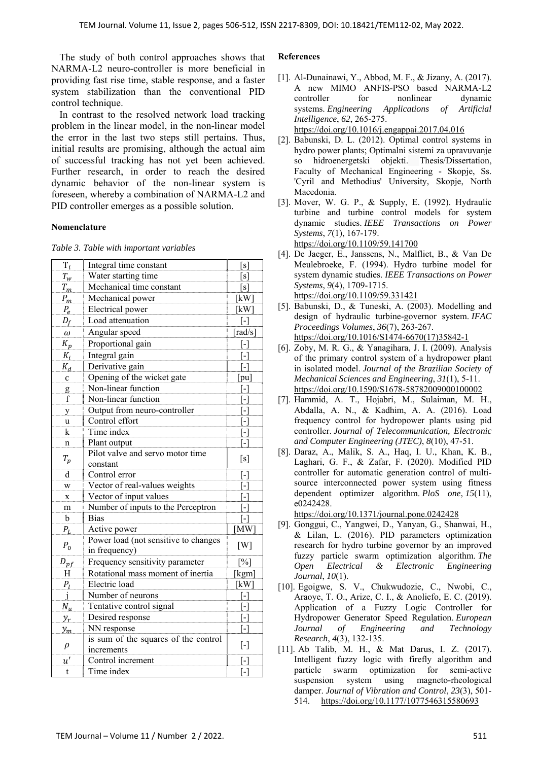The study of both control approaches shows that NARMA-L2 neuro-controller is more beneficial in providing fast rise time, stable response, and a faster system stabilization than the conventional PID control technique.

In contrast to the resolved network load tracking problem in the linear model, in the non-linear model the error in the last two steps still pertains. Thus, initial results are promising, although the actual aim of successful tracking has not yet been achieved. Further research, in order to reach the desired dynamic behavior of the non-linear system is foreseen, whereby a combination of NARMA-L2 and PID controller emerges as a possible solution.

**Nomenclature**

*Table 3. Table with important variables*

| | | |
|---|---|---|
| $T_i$ | Integral time constant | [s] |
| $T_w$ | Water starting time | [s] |
| $T_m$ | Mechanical time constant | [s] |
| $P_m$ | Mechanical power | [kW] |
| $P_e$ | Electrical power | [kW] |
| $D_f$ | Load attenuation | [-] |
| $\omega$ | Angular speed | [rad/s] |
| $K_p$ | Proportional gain | [-] |
| $K_i$ | Integral gain | [-] |
| $K_d$ | Derivative gain | [-] |
| c | Opening of the wicket gate | [pu] |
| g | Non-linear function | [-] |
| f | Non-linear function | [-] |
| y | Output from neuro-controller | [-] |
| u | Control effort | [-] |
| k | Time index | [-] |
| n | Plant output | [-] |
| $T_p$ | Pilot valve and servo motor time constant | [s] |
| d | Control error | [-] |
| w | Vector of real-values weights | [-] |
| x | Vector of input values | [-] |
| m | Number of inputs to the Perceptron | [-] |
| b | Bias | [-] |
| $P_L$ | Active power | [MW] |
| $P_0$ | Power load (not sensitive to changes in frequency) | [W] |
| $D_{pf}$ | Frequency sensitivity parameter | [%] |
| H | Rotational mass moment of inertia | [kgm] |
| $P_l$ | Electric load | [kW] |
| j | Number of neurons | [-] |
| $N_u$ | Tentative control signal | [-] |
| $y_r$ | Desired response | [-] |
| $y_m$ | NN response | [-] |
| $\rho$ | is sum of the squares of the control increments | [-] |
| $u'$ | Control increment | [-] |
| t | Time index | [-] |

**References**

[1]. Al-Dunainawi, Y., Abbod, M. F., & Jizany, A. (2017). A new MIMO ANFIS-PSO based NARMA-L2 controller for nonlinear dynamic systems. *Engineering Applications of Artificial Intelligence*, *62*, 265-275. https://doi.org/10.1016/j.engappai.2017.04.016

[2]. Babunski, D. L. (2012). Optimal control systems in hydro power plants; Optimalni sistemi za upravuvanje so hidroenergetski objekti. Thesis/Dissertation, Faculty of Mechanical Engineering - Skopje, Ss. 'Cyril and Methodius' University, Skopje, North Macedonia.

[3]. Mover, W. G. P., & Supply, E. (1992). Hydraulic turbine and turbine control models for system dynamic studies. *IEEE Transactions on Power Systems*, *7*(1), 167-179. https://doi.org/10.1109/59.141700

[4]. De Jaeger, E., Janssens, N., Malfliet, B., & Van De Meulebroeke, F. (1994). Hydro turbine model for system dynamic studies. *IEEE Transactions on Power Systems*, *9*(4), 1709-1715. https://doi.org/10.1109/59.331421

[5]. Babunski, D., & Tuneski, A. (2003). Modelling and design of hydraulic turbine-governor system. *IFAC Proceedings Volumes*, *36*(7), 263-267. https://doi.org/10.1016/S1474-6670(17)35842-1

[6]. Zoby, M. R. G., & Yanagihara, J. I. (2009). Analysis of the primary control system of a hydropower plant in isolated model. *Journal of the Brazilian Society of Mechanical Sciences and Engineering*, *31*(1), 5-11. https://doi.org/10.1590/S1678-58782009000100002

[7]. Hammid, A. T., Hojabri, M., Sulaiman, M. H., Abdalla, A. N., & Kadhim, A. A. (2016). Load frequency control for hydropower plants using pid controller. *Journal of Telecommunication, Electronic and Computer Engineering (JTEC)*, *8*(10), 47-51.

[8]. Daraz, A., Malik, S. A., Haq, I. U., Khan, K. B., Laghari, G. F., & Zafar, F. (2020). Modified PID controller for automatic generation control of multi-source interconnected power system using fitness dependent optimizer algorithm. *PloS one*, *15*(11), e0242428. https://doi.org/10.1371/journal.pone.0242428

[9]. Gonggui, C., Yangwei, D., Yanyan, G., Shanwai, H., & Lilan, L. (2016). PID parameters optimization research for hydro turbine governor by an improved fuzzy particle swarm optimization algorithm. *The Open Electrical & Electronic Engineering Journal*, *10*(1).

[10]. Egoigwe, S. V., Chukwudozie, C., Nwobi, C., Araoye, T. O., Arize, C. I., & Anoliefo, E. C. (2019). Application of a Fuzzy Logic Controller for Hydropower Generator Speed Regulation. *European Journal of Engineering and Technology Research*, *4*(3), 132-135.

[11]. Ab Talib, M. H., & Mat Darus, I. Z. (2017). Intelligent fuzzy logic with firefly algorithm and particle swarm optimization for semi-active suspension system using magneto-rheological damper. *Journal of Vibration and Control*, *23*(3), 501-514. https://doi.org/10.1177/1077546315580693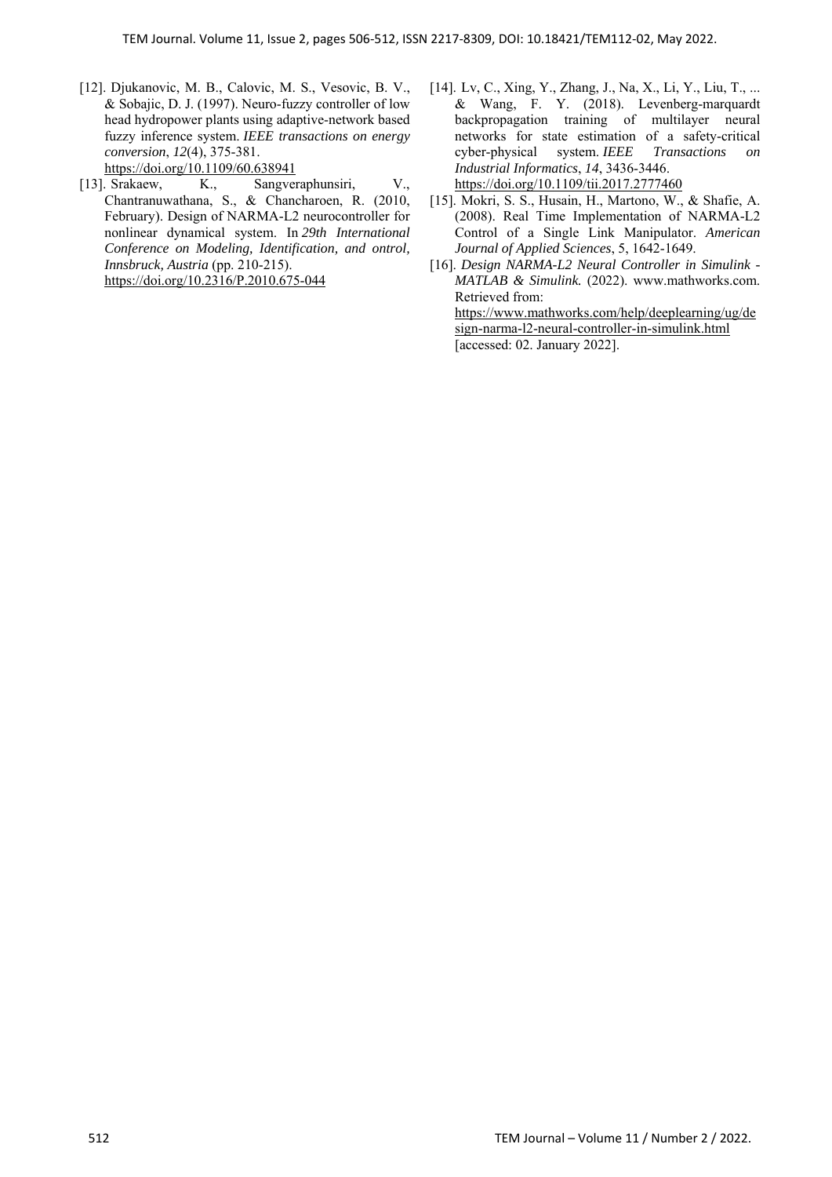[12]. Djukanovic, M. B., Calovic, M. S., Vesovic, B. V., & Sobajic, D. J. (1997). Neuro-fuzzy controller of low head hydropower plants using adaptive-network based fuzzy inference system. *IEEE transactions on energy conversion*, *12*(4), 375-381. https://doi.org/10.1109/60.638941

[13]. Srakaew, K., Sangveraphunsiri, V., Chantranuwathana, S., & Chancharoen, R. (2010, February). Design of NARMA-L2 neurocontroller for nonlinear dynamical system. In *29th International Conference on Modeling, Identification, and ontrol, Innsbruck, Austria* (pp. 210-215). https://doi.org/10.2316/P.2010.675-044

[14]. Lv, C., Xing, Y., Zhang, J., Na, X., Li, Y., Liu, T., ... & Wang, F. Y. (2018). Levenberg-marquardt backpropagation training of multilayer neural networks for state estimation of a safety-critical cyber-physical system. *IEEE Transactions on Industrial Informatics*, *14*, 3436-3446. https://doi.org/10.1109/tii.2017.2777460

[15]. Mokri, S. S., Husain, H., Martono, W., & Shafie, A. (2008). Real Time Implementation of NARMA-L2 Control of a Single Link Manipulator. *American Journal of Applied Sciences*, 5, 1642-1649.

[16]. *Design NARMA-L2 Neural Controller in Simulink - MATLAB & Simulink.* (2022). www.mathworks.com. Retrieved from: https://www.mathworks.com/help/deeplearning/ug/design-narma-l2-neural-controller-in-simulink.html [accessed: 02. January 2022].